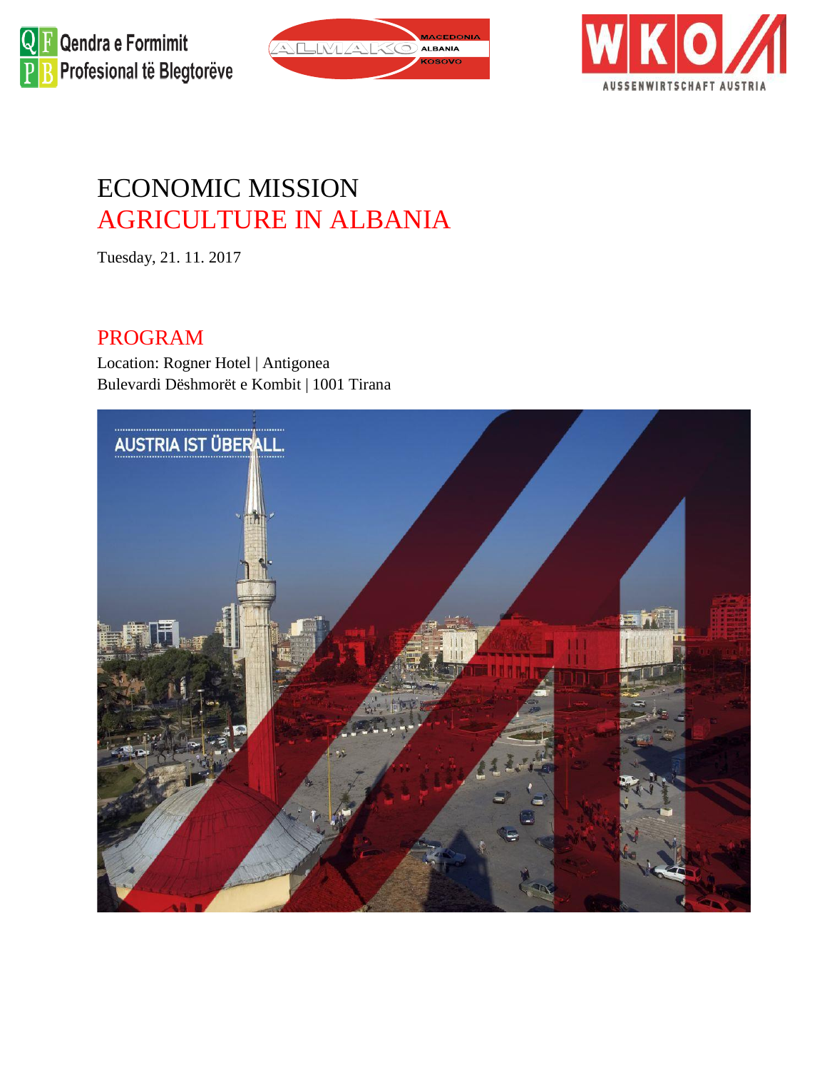# ECONOMIC MISSION
# AGRICULTURE IN ALBANIA

Tuesday, 21. 11. 2017

## PROGRAM

Location: Rogner Hotel | Antigonea
Bulevardi Dëshmorët e Kombit | 1001 Tirana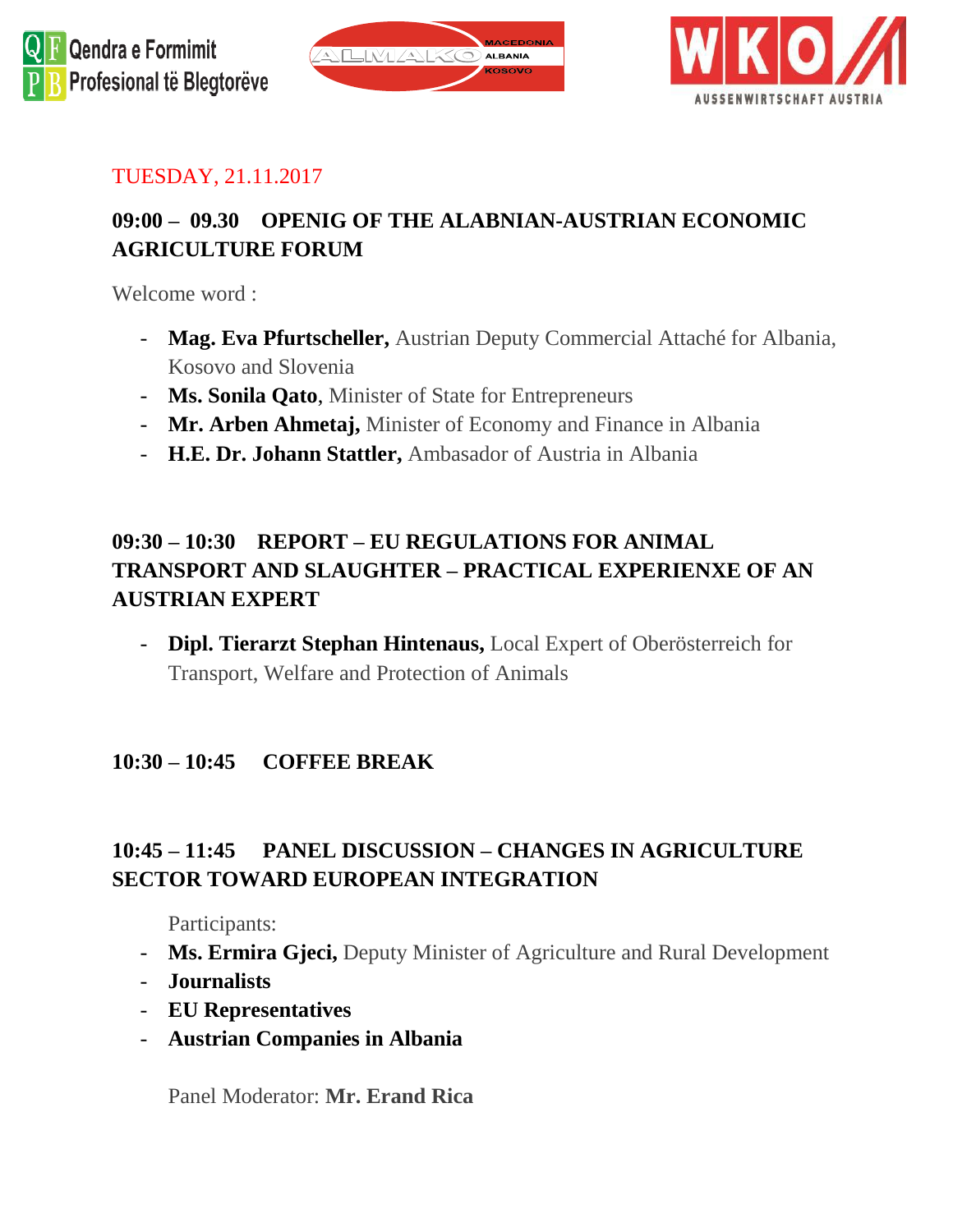Qendra e Formimit Profesional të Blegtorëve

ALMAKO MACEDONIA ALBANIA KOSOVO

WKO AUSSENWIRTSCHAFT AUSTRIA

TUESDAY, 21.11.2017

## 09:00 – 09.30 OPENIG OF THE ALABNIAN-AUSTRIAN ECONOMIC AGRICULTURE FORUM

Welcome word :

- **Mag. Eva Pfurtscheller,** Austrian Deputy Commercial Attaché for Albania, Kosovo and Slovenia
- **Ms. Sonila Qato**, Minister of State for Entrepreneurs
- **Mr. Arben Ahmetaj,** Minister of Economy and Finance in Albania
- **H.E. Dr. Johann Stattler,** Ambasador of Austria in Albania

## 09:30 – 10:30 REPORT – EU REGULATIONS FOR ANIMAL TRANSPORT AND SLAUGHTER – PRACTICAL EXPERIENXE OF AN AUSTRIAN EXPERT

- **Dipl. Tierarzt Stephan Hintenaus,** Local Expert of Oberösterreich for Transport, Welfare and Protection of Animals

## 10:30 – 10:45 COFFEE BREAK

## 10:45 – 11:45 PANEL DISCUSSION – CHANGES IN AGRICULTURE SECTOR TOWARD EUROPEAN INTEGRATION

Participants:

- **Ms. Ermira Gjeci,** Deputy Minister of Agriculture and Rural Development
- **Journalists**
- **EU Representatives**
- **Austrian Companies in Albania**

Panel Moderator: **Mr. Erand Rica**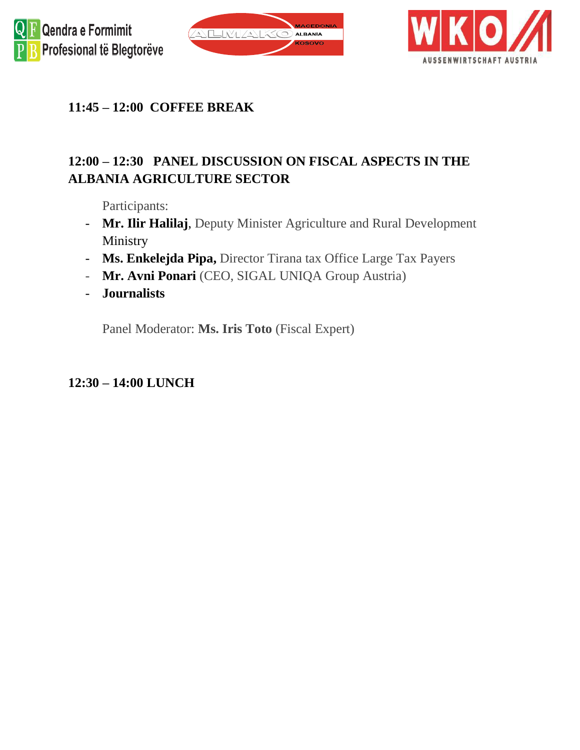**11:45 – 12:00 COFFEE BREAK**

**12:00 – 12:30 PANEL DISCUSSION ON FISCAL ASPECTS IN THE ALBANIA AGRICULTURE SECTOR**

Participants:

- **Mr. Ilir Halilaj**, Deputy Minister Agriculture and Rural Development Ministry
- **Ms. Enkelejda Pipa,** Director Tirana tax Office Large Tax Payers
- **Mr. Avni Ponari** (CEO, SIGAL UNIQA Group Austria)
- **Journalists**

Panel Moderator: **Ms. Iris Toto** (Fiscal Expert)

**12:30 – 14:00 LUNCH**